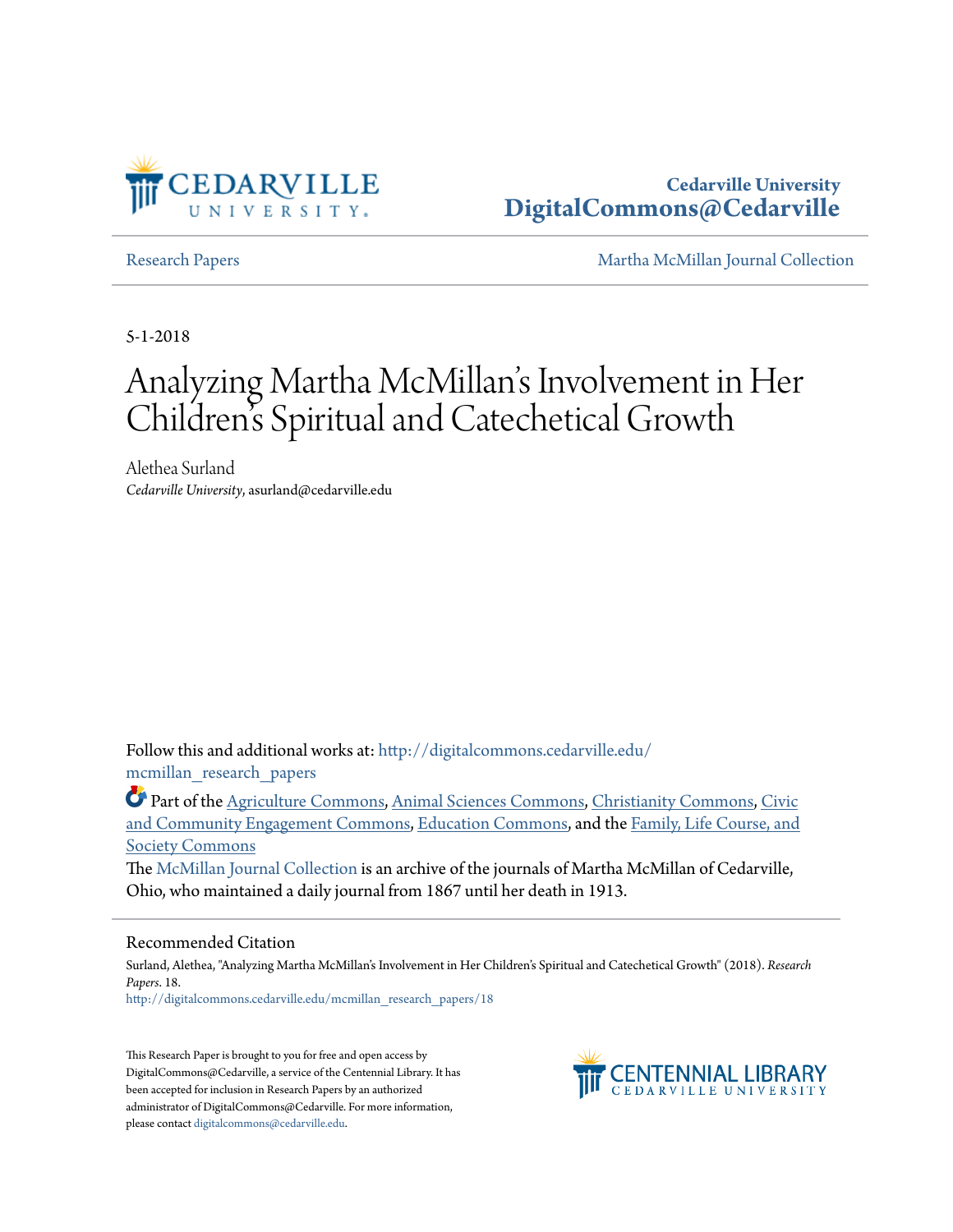Cedarville University
DigitalCommons@Cedarville

Research Papers | Martha McMillan Journal Collection

5-1-2018

# Analyzing Martha McMillan's Involvement in Her Children's Spiritual and Catechetical Growth

Alethea Surland
*Cedarville University*, asurland@cedarville.edu

Follow this and additional works at: http://digitalcommons.cedarville.edu/mcmillan_research_papers

Part of the Agriculture Commons, Animal Sciences Commons, Christianity Commons, Civic and Community Engagement Commons, Education Commons, and the Family, Life Course, and Society Commons

The McMillan Journal Collection is an archive of the journals of Martha McMillan of Cedarville, Ohio, who maintained a daily journal from 1867 until her death in 1913.

## Recommended Citation

Surland, Alethea, "Analyzing Martha McMillan's Involvement in Her Children's Spiritual and Catechetical Growth" (2018). *Research Papers*. 18.
http://digitalcommons.cedarville.edu/mcmillan_research_papers/18

This Research Paper is brought to you for free and open access by DigitalCommons@Cedarville, a service of the Centennial Library. It has been accepted for inclusion in Research Papers by an authorized administrator of DigitalCommons@Cedarville. For more information, please contact digitalcommons@cedarville.edu.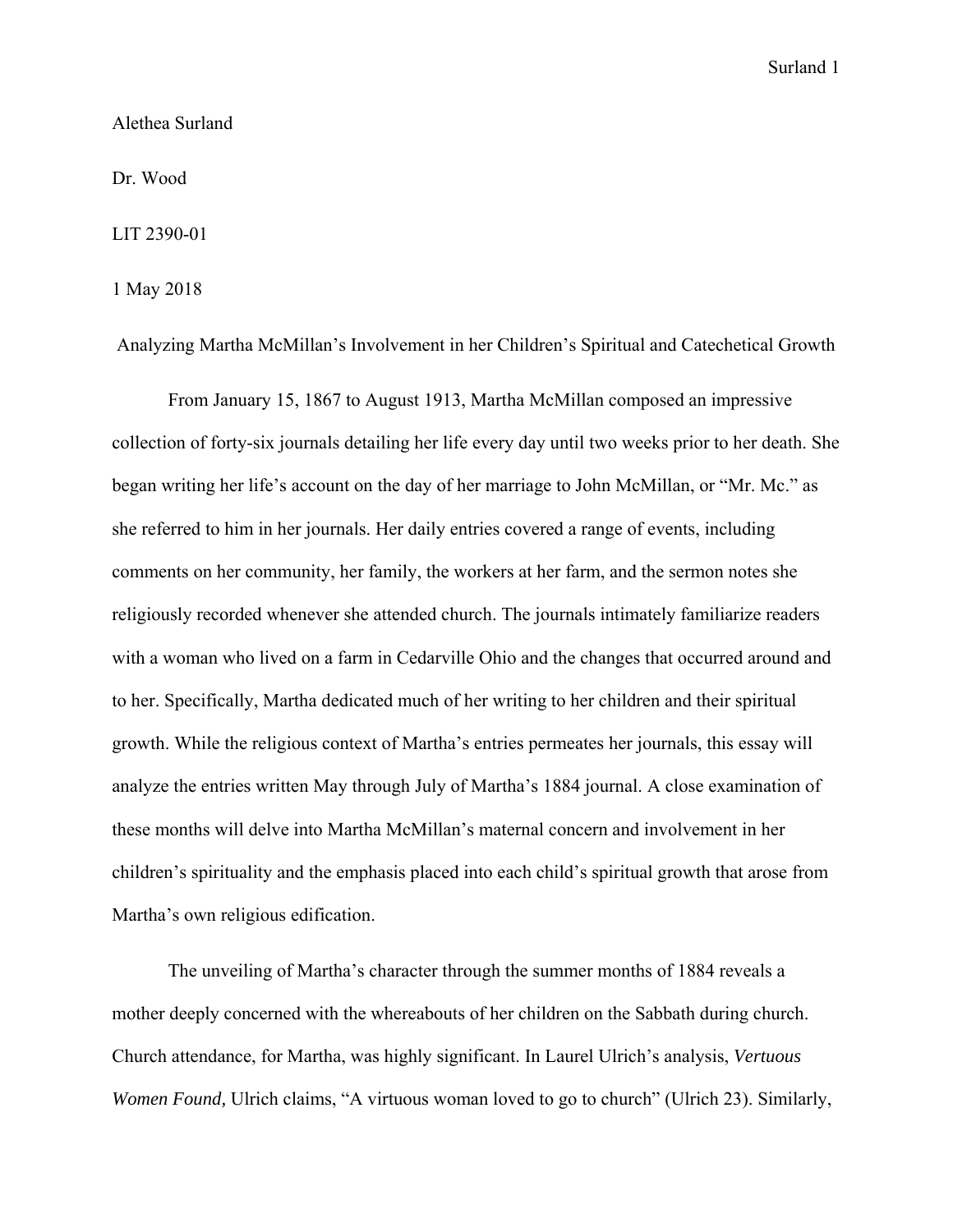Alethea Surland

Dr. Wood

LIT 2390-01

1 May 2018

Analyzing Martha McMillan's Involvement in her Children's Spiritual and Catechetical Growth

From January 15, 1867 to August 1913, Martha McMillan composed an impressive collection of forty-six journals detailing her life every day until two weeks prior to her death. She began writing her life's account on the day of her marriage to John McMillan, or "Mr. Mc." as she referred to him in her journals. Her daily entries covered a range of events, including comments on her community, her family, the workers at her farm, and the sermon notes she religiously recorded whenever she attended church. The journals intimately familiarize readers with a woman who lived on a farm in Cedarville Ohio and the changes that occurred around and to her. Specifically, Martha dedicated much of her writing to her children and their spiritual growth. While the religious context of Martha's entries permeates her journals, this essay will analyze the entries written May through July of Martha's 1884 journal. A close examination of these months will delve into Martha McMillan's maternal concern and involvement in her children's spirituality and the emphasis placed into each child's spiritual growth that arose from Martha's own religious edification.

The unveiling of Martha's character through the summer months of 1884 reveals a mother deeply concerned with the whereabouts of her children on the Sabbath during church. Church attendance, for Martha, was highly significant. In Laurel Ulrich's analysis, *Vertuous Women Found,* Ulrich claims, "A virtuous woman loved to go to church" (Ulrich 23). Similarly,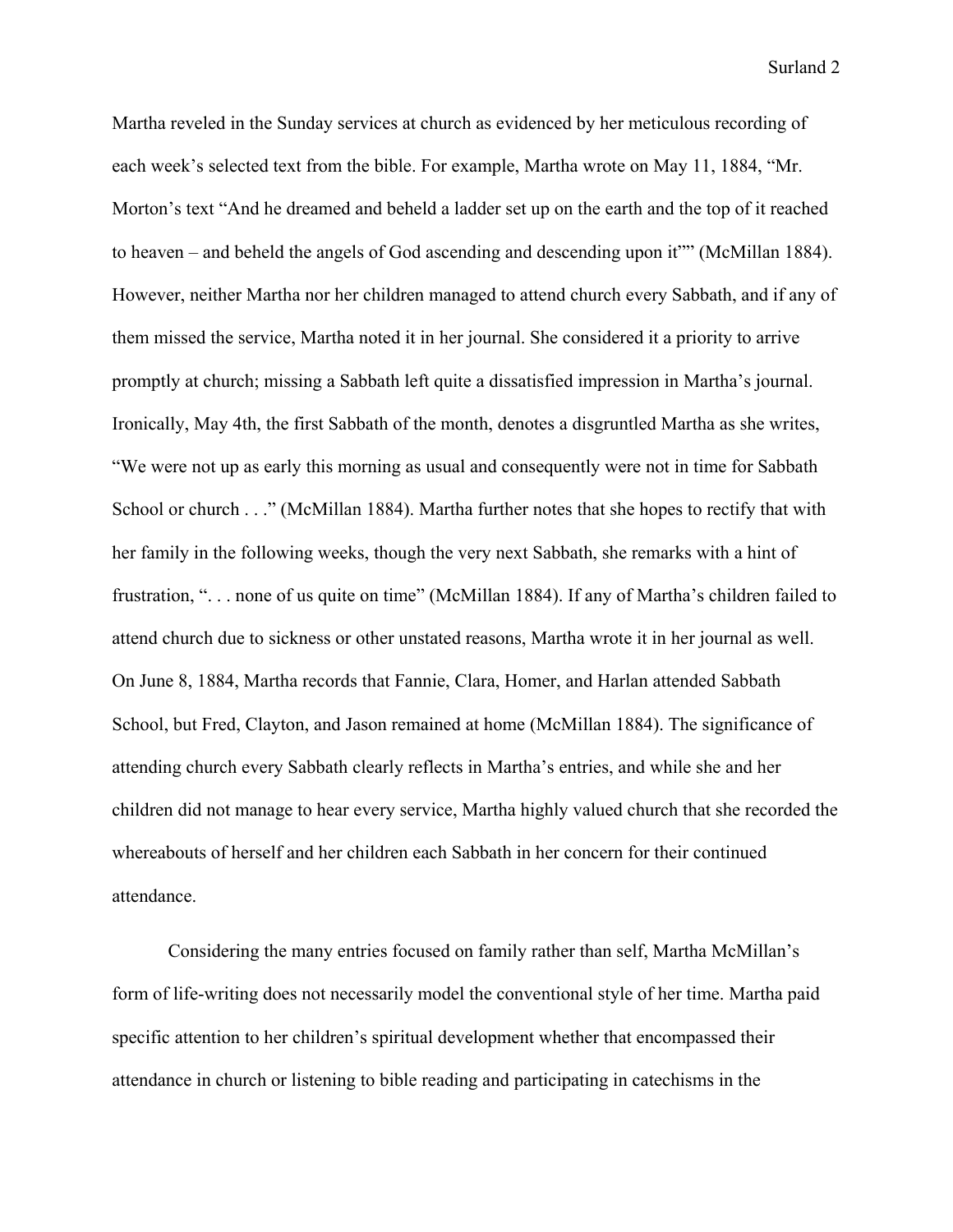Martha reveled in the Sunday services at church as evidenced by her meticulous recording of each week's selected text from the bible. For example, Martha wrote on May 11, 1884, "Mr. Morton's text "And he dreamed and beheld a ladder set up on the earth and the top of it reached to heaven – and beheld the angels of God ascending and descending upon it"" (McMillan 1884). However, neither Martha nor her children managed to attend church every Sabbath, and if any of them missed the service, Martha noted it in her journal. She considered it a priority to arrive promptly at church; missing a Sabbath left quite a dissatisfied impression in Martha's journal. Ironically, May 4th, the first Sabbath of the month, denotes a disgruntled Martha as she writes, "We were not up as early this morning as usual and consequently were not in time for Sabbath School or church . . ." (McMillan 1884). Martha further notes that she hopes to rectify that with her family in the following weeks, though the very next Sabbath, she remarks with a hint of frustration, ". . . none of us quite on time" (McMillan 1884). If any of Martha's children failed to attend church due to sickness or other unstated reasons, Martha wrote it in her journal as well. On June 8, 1884, Martha records that Fannie, Clara, Homer, and Harlan attended Sabbath School, but Fred, Clayton, and Jason remained at home (McMillan 1884). The significance of attending church every Sabbath clearly reflects in Martha's entries, and while she and her children did not manage to hear every service, Martha highly valued church that she recorded the whereabouts of herself and her children each Sabbath in her concern for their continued attendance.

Considering the many entries focused on family rather than self, Martha McMillan's form of life-writing does not necessarily model the conventional style of her time. Martha paid specific attention to her children's spiritual development whether that encompassed their attendance in church or listening to bible reading and participating in catechisms in the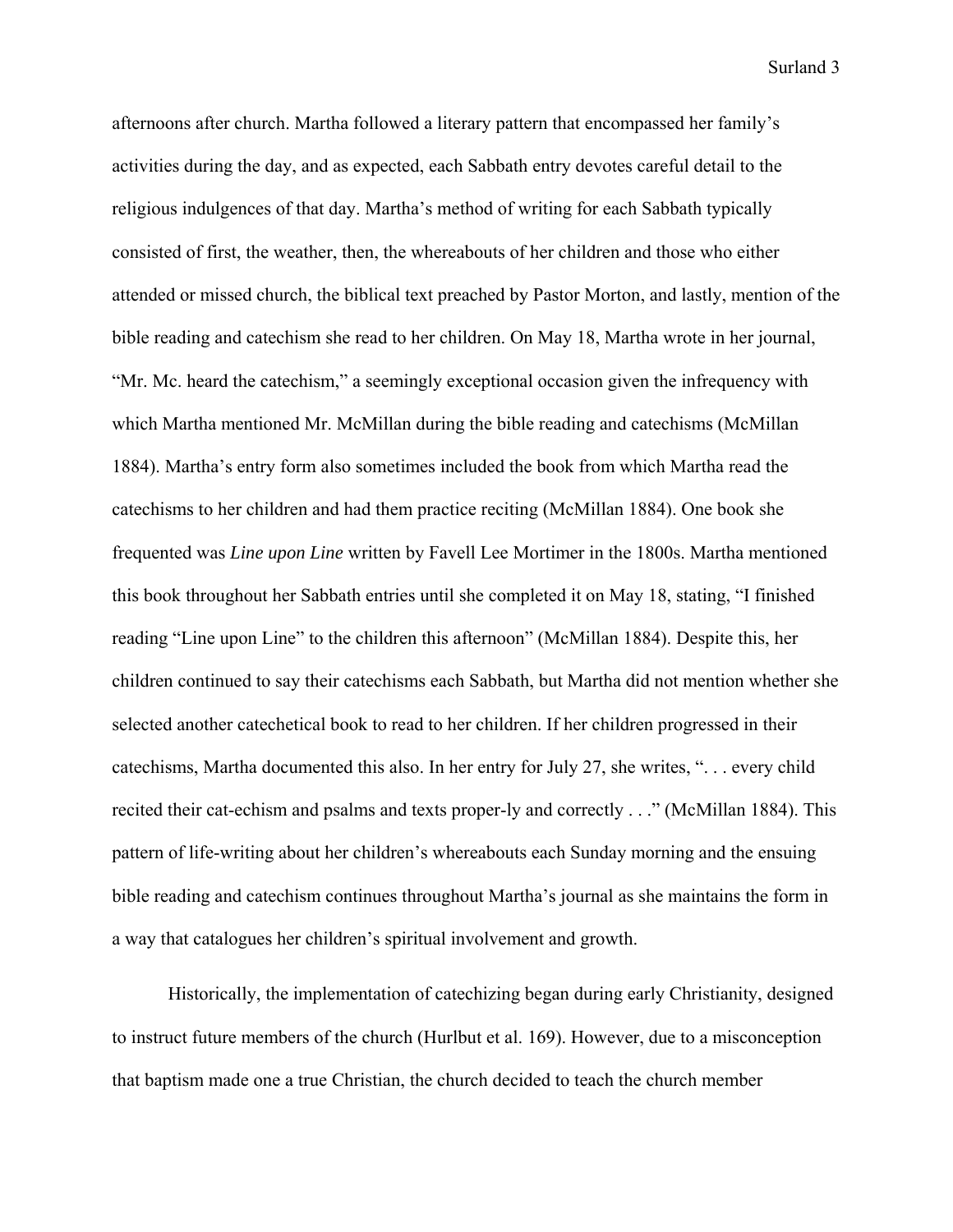afternoons after church. Martha followed a literary pattern that encompassed her family's activities during the day, and as expected, each Sabbath entry devotes careful detail to the religious indulgences of that day. Martha's method of writing for each Sabbath typically consisted of first, the weather, then, the whereabouts of her children and those who either attended or missed church, the biblical text preached by Pastor Morton, and lastly, mention of the bible reading and catechism she read to her children. On May 18, Martha wrote in her journal, "Mr. Mc. heard the catechism," a seemingly exceptional occasion given the infrequency with which Martha mentioned Mr. McMillan during the bible reading and catechisms (McMillan 1884). Martha's entry form also sometimes included the book from which Martha read the catechisms to her children and had them practice reciting (McMillan 1884). One book she frequented was *Line upon Line* written by Favell Lee Mortimer in the 1800s. Martha mentioned this book throughout her Sabbath entries until she completed it on May 18, stating, "I finished reading "Line upon Line" to the children this afternoon" (McMillan 1884). Despite this, her children continued to say their catechisms each Sabbath, but Martha did not mention whether she selected another catechetical book to read to her children. If her children progressed in their catechisms, Martha documented this also. In her entry for July 27, she writes, ". . . every child recited their cat-echism and psalms and texts proper-ly and correctly . . ." (McMillan 1884). This pattern of life-writing about her children's whereabouts each Sunday morning and the ensuing bible reading and catechism continues throughout Martha's journal as she maintains the form in a way that catalogues her children's spiritual involvement and growth.

Historically, the implementation of catechizing began during early Christianity, designed to instruct future members of the church (Hurlbut et al. 169). However, due to a misconception that baptism made one a true Christian, the church decided to teach the church member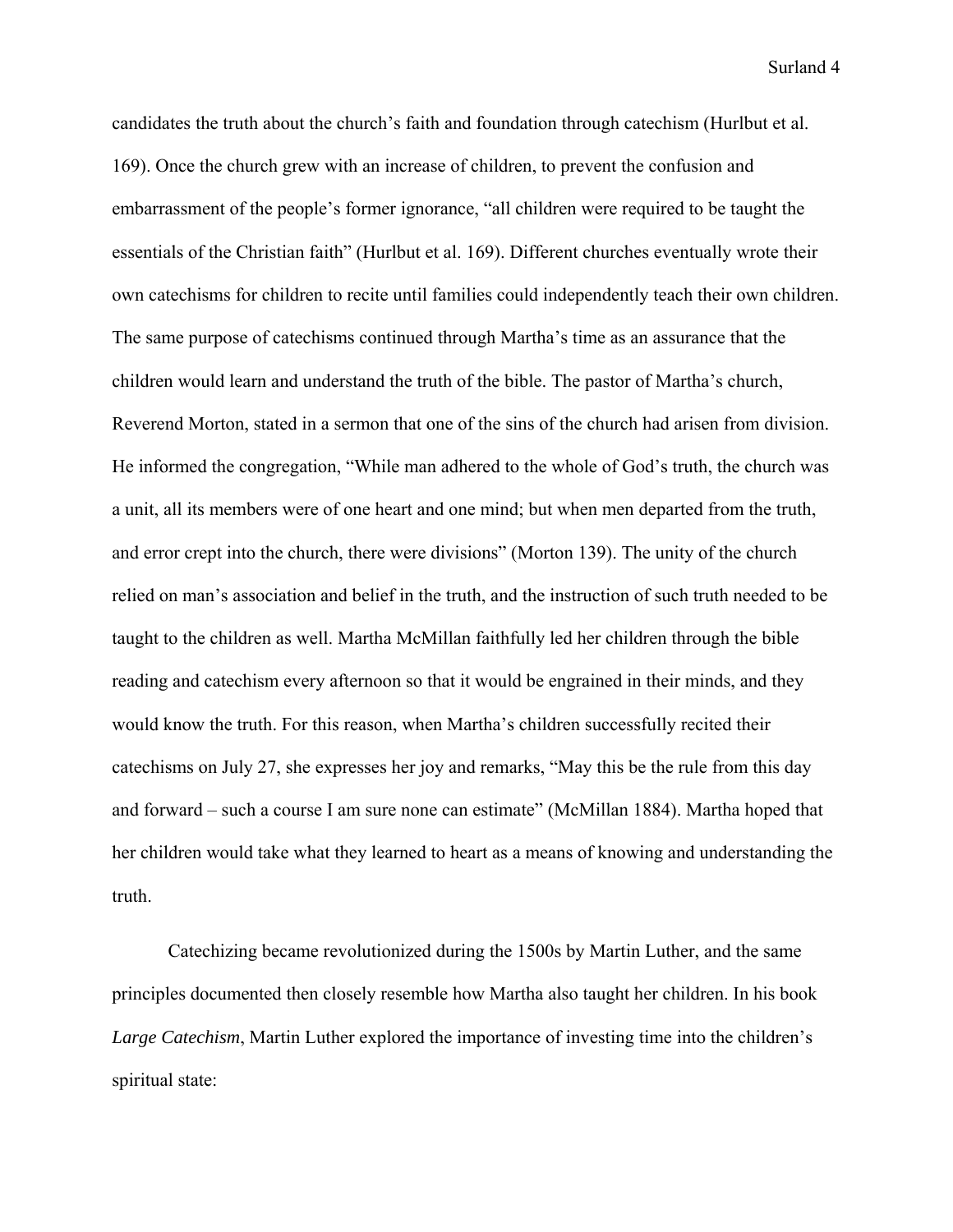candidates the truth about the church's faith and foundation through catechism (Hurlbut et al. 169). Once the church grew with an increase of children, to prevent the confusion and embarrassment of the people's former ignorance, "all children were required to be taught the essentials of the Christian faith" (Hurlbut et al. 169). Different churches eventually wrote their own catechisms for children to recite until families could independently teach their own children. The same purpose of catechisms continued through Martha's time as an assurance that the children would learn and understand the truth of the bible. The pastor of Martha's church, Reverend Morton, stated in a sermon that one of the sins of the church had arisen from division. He informed the congregation, "While man adhered to the whole of God's truth, the church was a unit, all its members were of one heart and one mind; but when men departed from the truth, and error crept into the church, there were divisions" (Morton 139). The unity of the church relied on man's association and belief in the truth, and the instruction of such truth needed to be taught to the children as well. Martha McMillan faithfully led her children through the bible reading and catechism every afternoon so that it would be engrained in their minds, and they would know the truth. For this reason, when Martha's children successfully recited their catechisms on July 27, she expresses her joy and remarks, "May this be the rule from this day and forward – such a course I am sure none can estimate" (McMillan 1884). Martha hoped that her children would take what they learned to heart as a means of knowing and understanding the truth.

Catechizing became revolutionized during the 1500s by Martin Luther, and the same principles documented then closely resemble how Martha also taught her children. In his book *Large Catechism*, Martin Luther explored the importance of investing time into the children's spiritual state: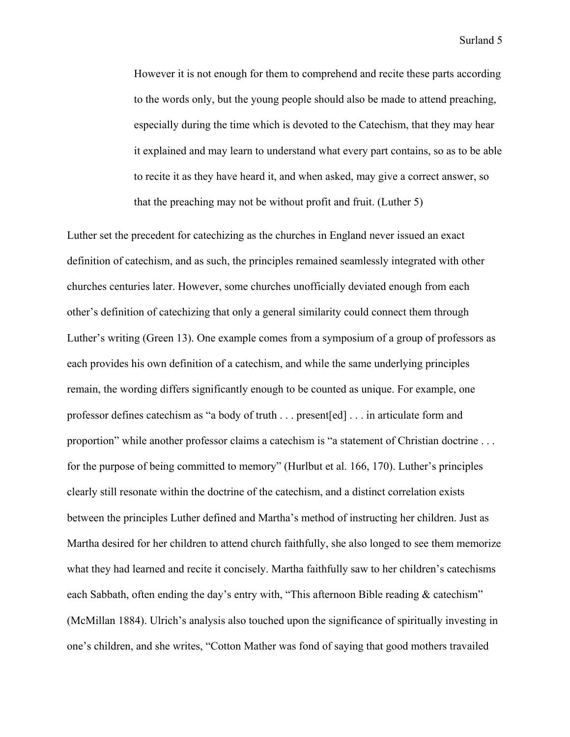> However it is not enough for them to comprehend and recite these parts according to the words only, but the young people should also be made to attend preaching, especially during the time which is devoted to the Catechism, that they may hear it explained and may learn to understand what every part contains, so as to be able to recite it as they have heard it, and when asked, may give a correct answer, so that the preaching may not be without profit and fruit. (Luther 5)

Luther set the precedent for catechizing as the churches in England never issued an exact definition of catechism, and as such, the principles remained seamlessly integrated with other churches centuries later. However, some churches unofficially deviated enough from each other's definition of catechizing that only a general similarity could connect them through Luther's writing (Green 13). One example comes from a symposium of a group of professors as each provides his own definition of a catechism, and while the same underlying principles remain, the wording differs significantly enough to be counted as unique. For example, one professor defines catechism as "a body of truth . . . present[ed] . . . in articulate form and proportion" while another professor claims a catechism is "a statement of Christian doctrine . . . for the purpose of being committed to memory" (Hurlbut et al. 166, 170). Luther's principles clearly still resonate within the doctrine of the catechism, and a distinct correlation exists between the principles Luther defined and Martha's method of instructing her children. Just as Martha desired for her children to attend church faithfully, she also longed to see them memorize what they had learned and recite it concisely. Martha faithfully saw to her children's catechisms each Sabbath, often ending the day's entry with, "This afternoon Bible reading & catechism" (McMillan 1884). Ulrich's analysis also touched upon the significance of spiritually investing in one's children, and she writes, "Cotton Mather was fond of saying that good mothers travailed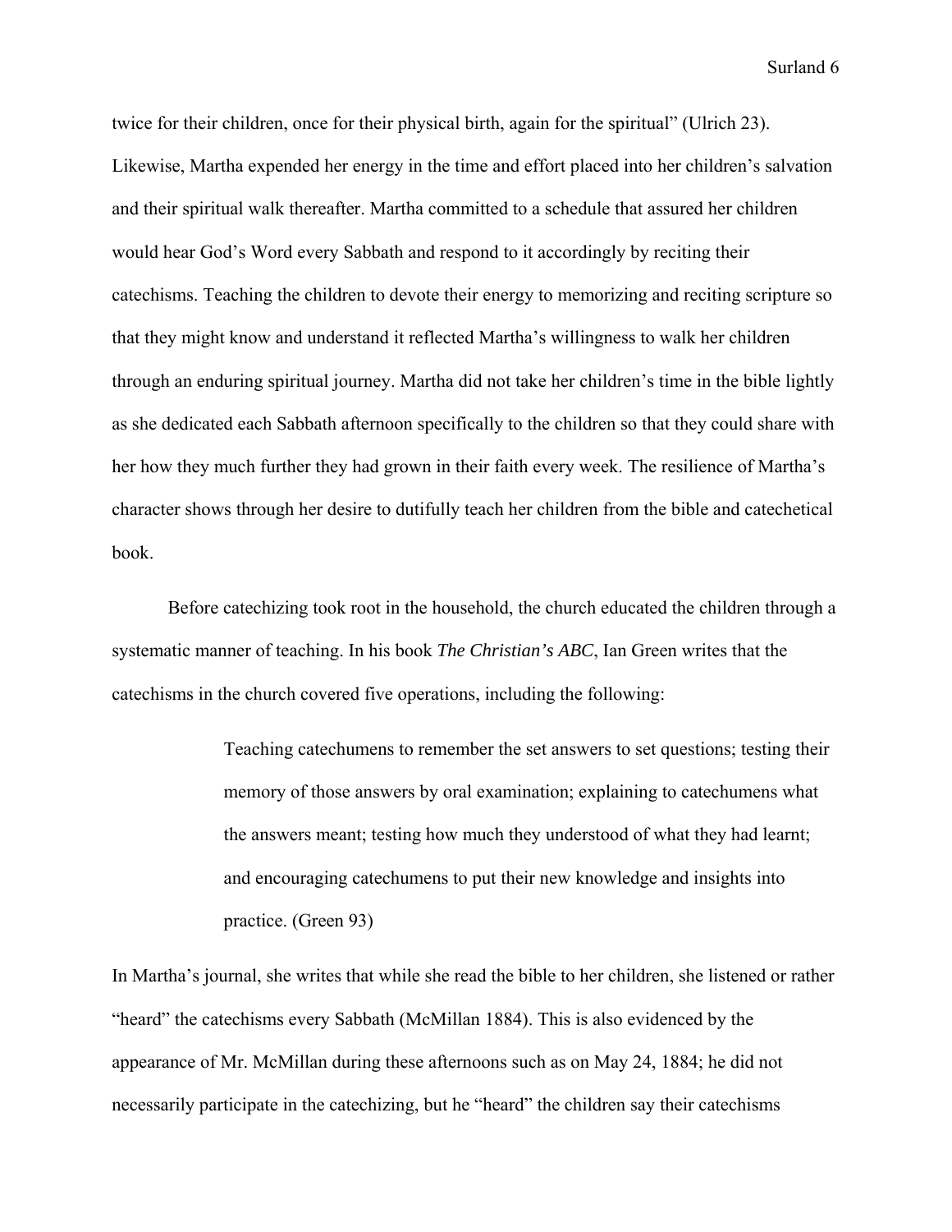twice for their children, once for their physical birth, again for the spiritual" (Ulrich 23). Likewise, Martha expended her energy in the time and effort placed into her children's salvation and their spiritual walk thereafter. Martha committed to a schedule that assured her children would hear God's Word every Sabbath and respond to it accordingly by reciting their catechisms. Teaching the children to devote their energy to memorizing and reciting scripture so that they might know and understand it reflected Martha's willingness to walk her children through an enduring spiritual journey. Martha did not take her children's time in the bible lightly as she dedicated each Sabbath afternoon specifically to the children so that they could share with her how they much further they had grown in their faith every week. The resilience of Martha's character shows through her desire to dutifully teach her children from the bible and catechetical book.

Before catechizing took root in the household, the church educated the children through a systematic manner of teaching. In his book *The Christian's ABC*, Ian Green writes that the catechisms in the church covered five operations, including the following:

> Teaching catechumens to remember the set answers to set questions; testing their memory of those answers by oral examination; explaining to catechumens what the answers meant; testing how much they understood of what they had learnt; and encouraging catechumens to put their new knowledge and insights into practice. (Green 93)

In Martha's journal, she writes that while she read the bible to her children, she listened or rather "heard" the catechisms every Sabbath (McMillan 1884). This is also evidenced by the appearance of Mr. McMillan during these afternoons such as on May 24, 1884; he did not necessarily participate in the catechizing, but he "heard" the children say their catechisms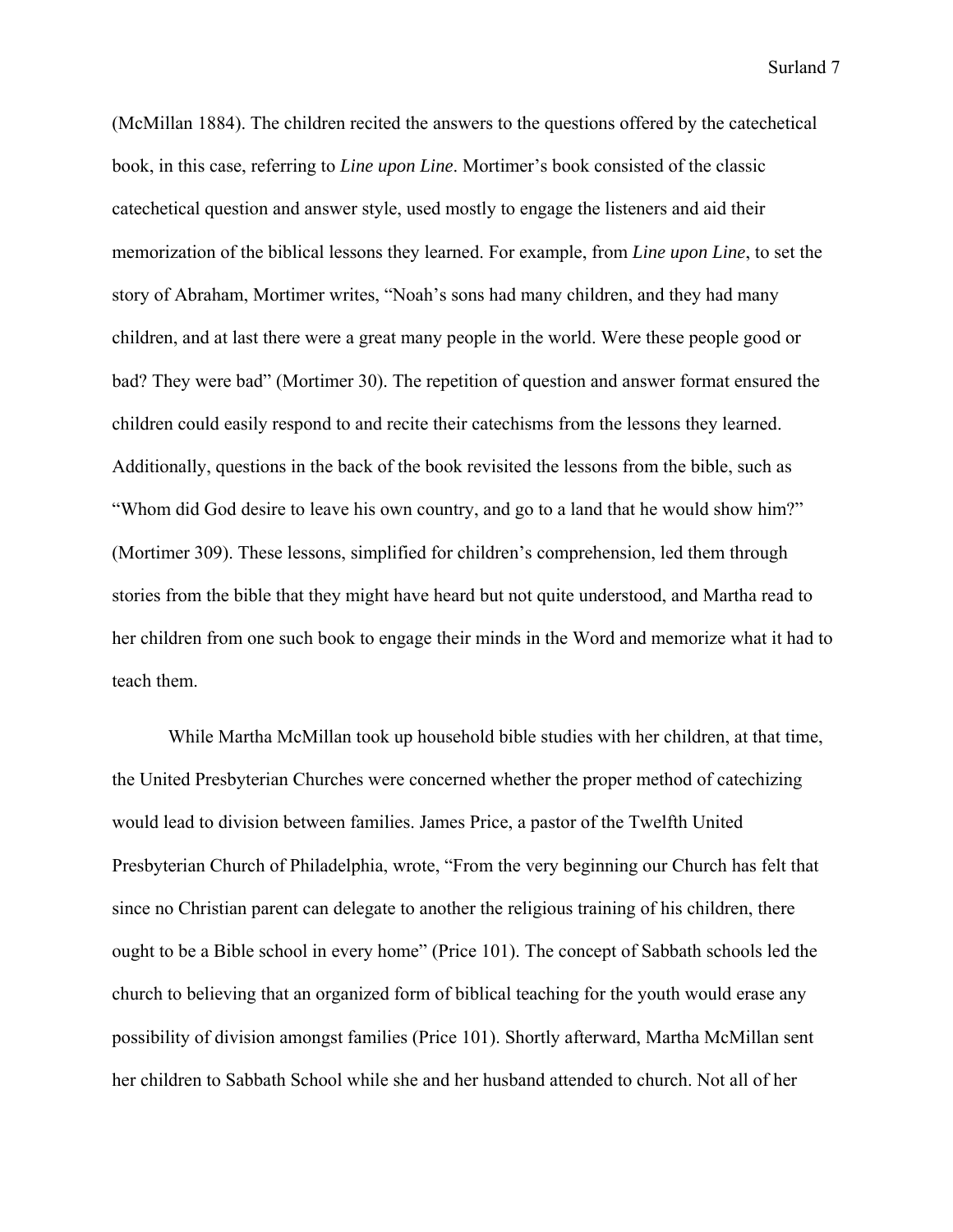(McMillan 1884). The children recited the answers to the questions offered by the catechetical book, in this case, referring to *Line upon Line*. Mortimer's book consisted of the classic catechetical question and answer style, used mostly to engage the listeners and aid their memorization of the biblical lessons they learned. For example, from *Line upon Line*, to set the story of Abraham, Mortimer writes, "Noah's sons had many children, and they had many children, and at last there were a great many people in the world. Were these people good or bad? They were bad" (Mortimer 30). The repetition of question and answer format ensured the children could easily respond to and recite their catechisms from the lessons they learned. Additionally, questions in the back of the book revisited the lessons from the bible, such as "Whom did God desire to leave his own country, and go to a land that he would show him?" (Mortimer 309). These lessons, simplified for children's comprehension, led them through stories from the bible that they might have heard but not quite understood, and Martha read to her children from one such book to engage their minds in the Word and memorize what it had to teach them.

While Martha McMillan took up household bible studies with her children, at that time, the United Presbyterian Churches were concerned whether the proper method of catechizing would lead to division between families. James Price, a pastor of the Twelfth United Presbyterian Church of Philadelphia, wrote, "From the very beginning our Church has felt that since no Christian parent can delegate to another the religious training of his children, there ought to be a Bible school in every home" (Price 101). The concept of Sabbath schools led the church to believing that an organized form of biblical teaching for the youth would erase any possibility of division amongst families (Price 101). Shortly afterward, Martha McMillan sent her children to Sabbath School while she and her husband attended to church. Not all of her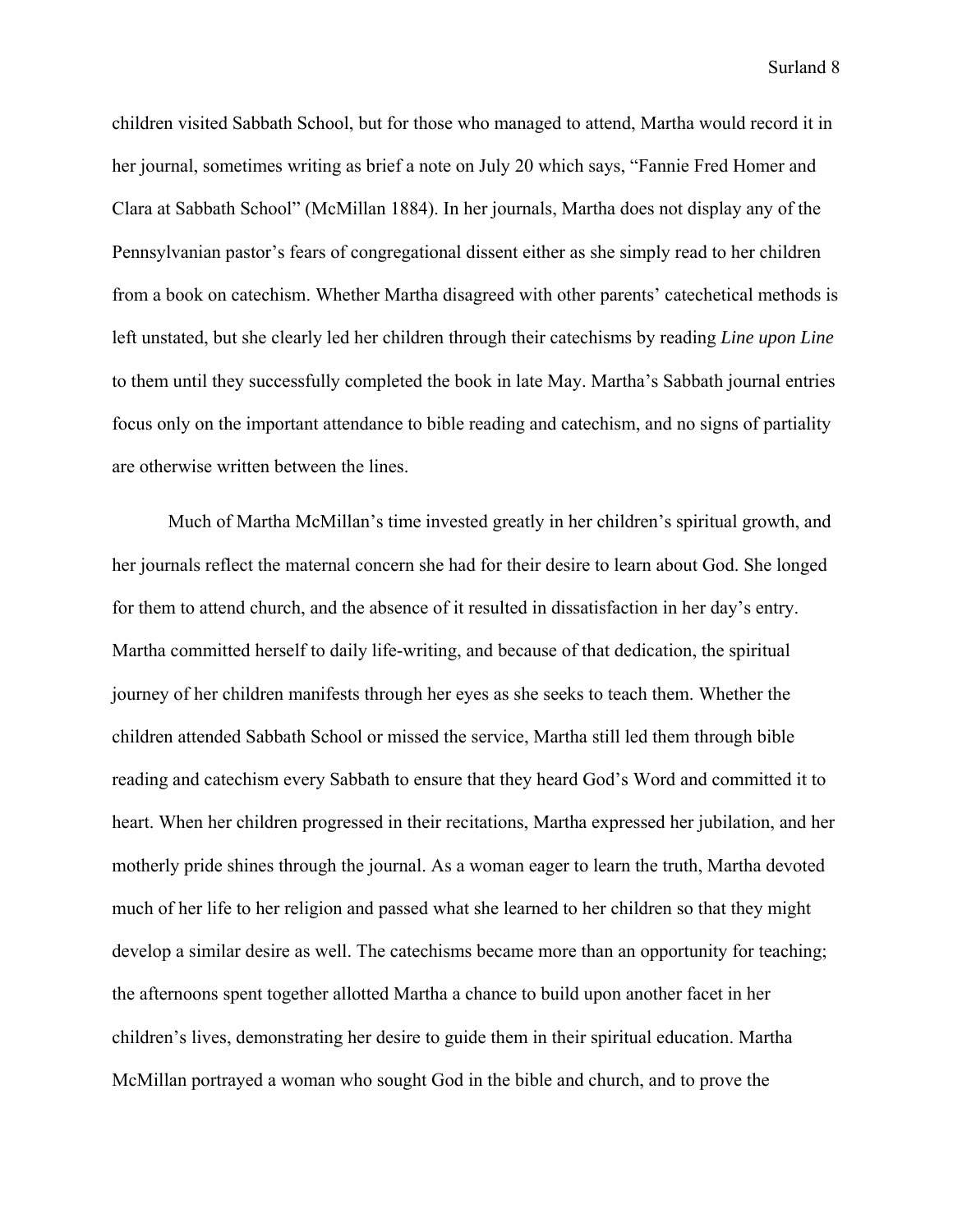children visited Sabbath School, but for those who managed to attend, Martha would record it in her journal, sometimes writing as brief a note on July 20 which says, "Fannie Fred Homer and Clara at Sabbath School" (McMillan 1884). In her journals, Martha does not display any of the Pennsylvanian pastor's fears of congregational dissent either as she simply read to her children from a book on catechism. Whether Martha disagreed with other parents' catechetical methods is left unstated, but she clearly led her children through their catechisms by reading *Line upon Line* to them until they successfully completed the book in late May. Martha's Sabbath journal entries focus only on the important attendance to bible reading and catechism, and no signs of partiality are otherwise written between the lines.

Much of Martha McMillan's time invested greatly in her children's spiritual growth, and her journals reflect the maternal concern she had for their desire to learn about God. She longed for them to attend church, and the absence of it resulted in dissatisfaction in her day's entry. Martha committed herself to daily life-writing, and because of that dedication, the spiritual journey of her children manifests through her eyes as she seeks to teach them. Whether the children attended Sabbath School or missed the service, Martha still led them through bible reading and catechism every Sabbath to ensure that they heard God's Word and committed it to heart. When her children progressed in their recitations, Martha expressed her jubilation, and her motherly pride shines through the journal. As a woman eager to learn the truth, Martha devoted much of her life to her religion and passed what she learned to her children so that they might develop a similar desire as well. The catechisms became more than an opportunity for teaching; the afternoons spent together allotted Martha a chance to build upon another facet in her children's lives, demonstrating her desire to guide them in their spiritual education. Martha McMillan portrayed a woman who sought God in the bible and church, and to prove the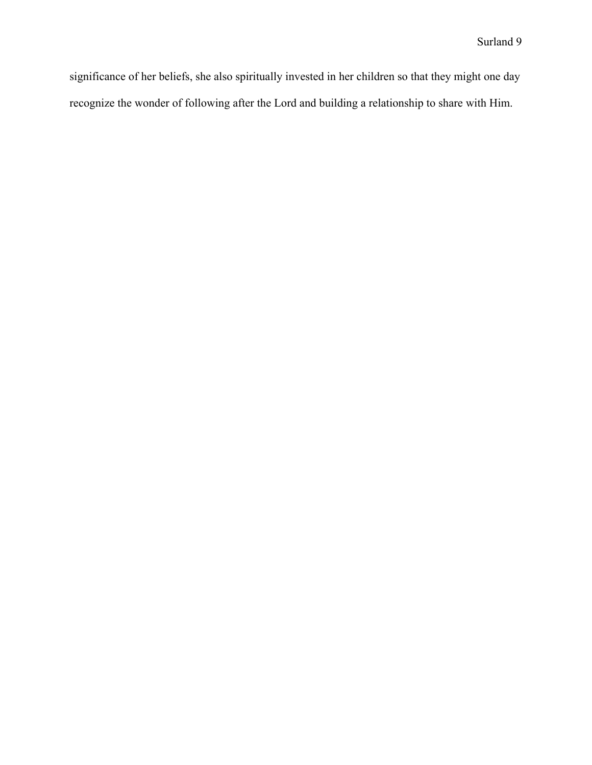significance of her beliefs, she also spiritually invested in her children so that they might one day recognize the wonder of following after the Lord and building a relationship to share with Him.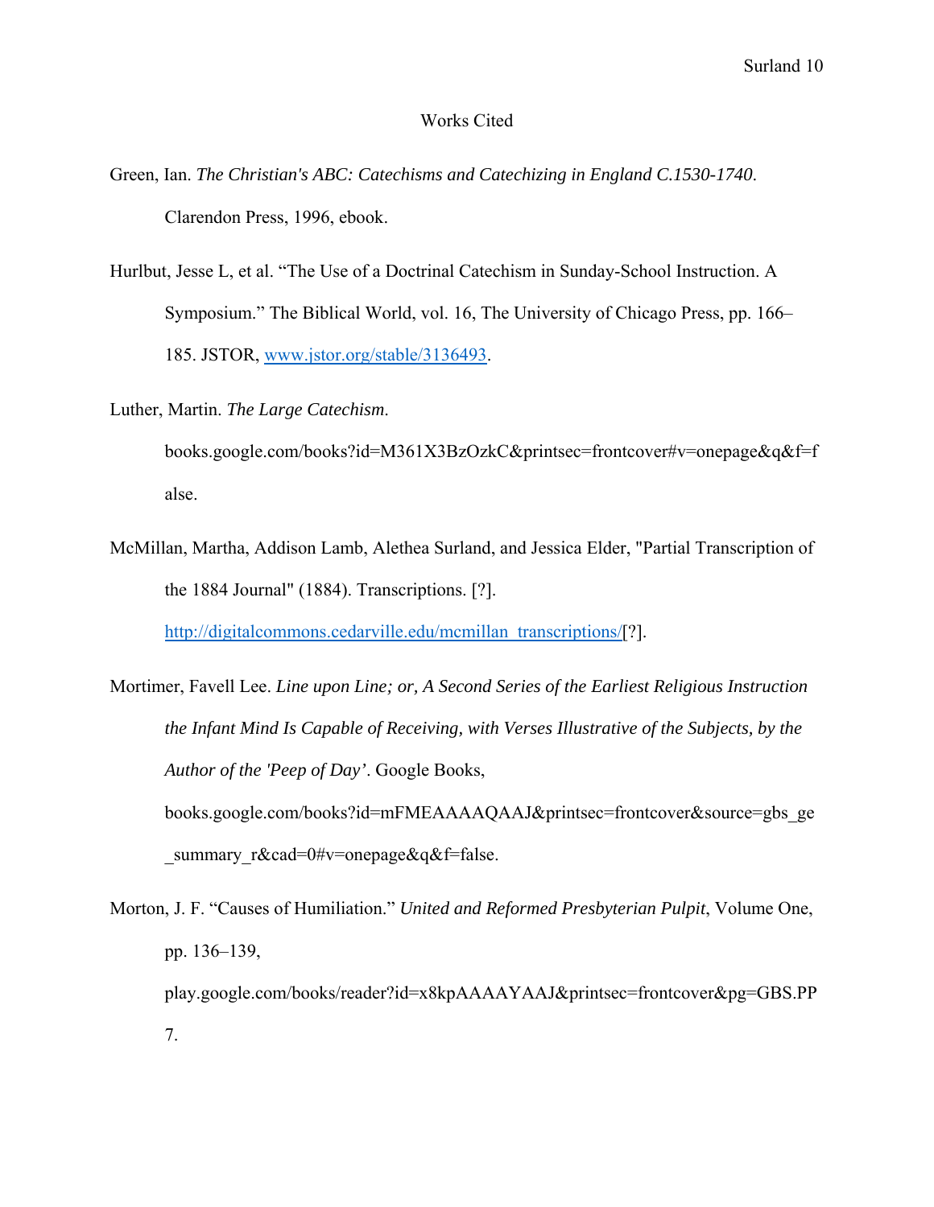# Works Cited

Green, Ian. *The Christian's ABC: Catechisms and Catechizing in England C.1530-1740*. Clarendon Press, 1996, ebook.

Hurlbut, Jesse L, et al. "The Use of a Doctrinal Catechism in Sunday-School Instruction. A Symposium." The Biblical World, vol. 16, The University of Chicago Press, pp. 166–185. JSTOR, www.jstor.org/stable/3136493.

Luther, Martin. *The Large Catechism*. books.google.com/books?id=M361X3BzOzkC&printsec=frontcover#v=onepage&q&f=false.

McMillan, Martha, Addison Lamb, Alethea Surland, and Jessica Elder, "Partial Transcription of the 1884 Journal" (1884). Transcriptions. [?]. http://digitalcommons.cedarville.edu/mcmillan_transcriptions/[?].

Mortimer, Favell Lee. *Line upon Line; or, A Second Series of the Earliest Religious Instruction the Infant Mind Is Capable of Receiving, with Verses Illustrative of the Subjects, by the Author of the 'Peep of Day'*. Google Books, books.google.com/books?id=mFMEAAAAQAAJ&printsec=frontcover&source=gbs_ge_summary_r&cad=0#v=onepage&q&f=false.

Morton, J. F. "Causes of Humiliation." *United and Reformed Presbyterian Pulpit*, Volume One, pp. 136–139, play.google.com/books/reader?id=x8kpAAAAYAAJ&printsec=frontcover&pg=GBS.PP7.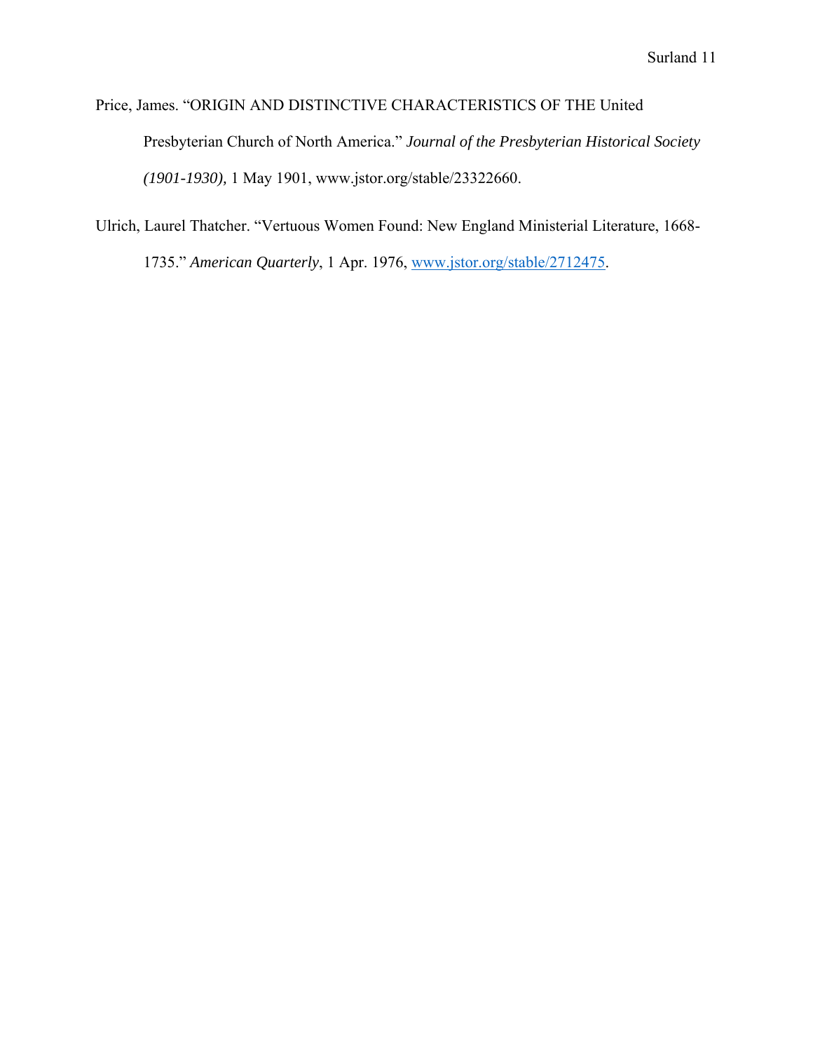Price, James. "ORIGIN AND DISTINCTIVE CHARACTERISTICS OF THE United Presbyterian Church of North America." *Journal of the Presbyterian Historical Society (1901-1930),* 1 May 1901, www.jstor.org/stable/23322660.

Ulrich, Laurel Thatcher. "Vertuous Women Found: New England Ministerial Literature, 1668-1735." *American Quarterly*, 1 Apr. 1976, www.jstor.org/stable/2712475.